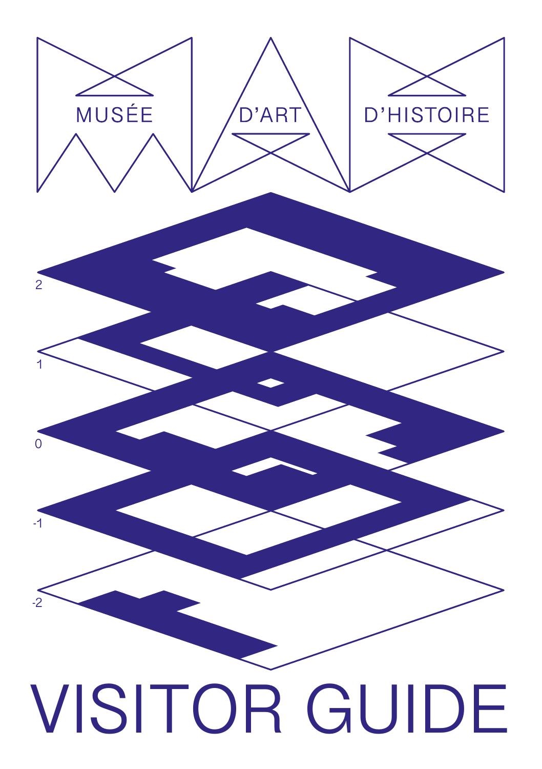MUSÉE D'ART D'HISTOIRE

2

1

0

-1

-2

# VISITOR GUIDE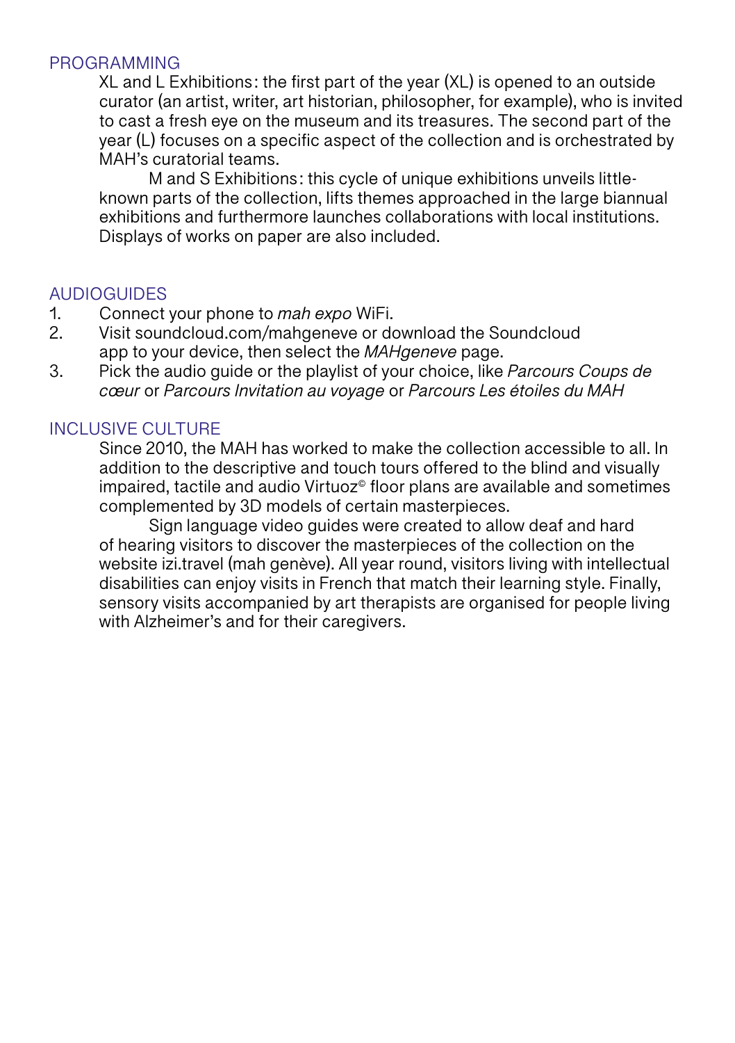## PROGRAMMING

XL and L Exhibitions: the first part of the year (XL) is opened to an outside curator (an artist, writer, art historian, philosopher, for example), who is invited to cast a fresh eye on the museum and its treasures. The second part of the year (L) focuses on a specific aspect of the collection and is orchestrated by MAH's curatorial teams.

M and S Exhibitions: this cycle of unique exhibitions unveils little-known parts of the collection, lifts themes approached in the large biannual exhibitions and furthermore launches collaborations with local institutions. Displays of works on paper are also included.

## AUDIOGUIDES

1. Connect your phone to *mah expo* WiFi.
2. Visit soundcloud.com/mahgeneve or download the Soundcloud app to your device, then select the *MAHgeneve* page.
3. Pick the audio guide or the playlist of your choice, like *Parcours Coups de cœur* or *Parcours Invitation au voyage* or *Parcours Les étoiles du MAH*

## INCLUSIVE CULTURE

Since 2010, the MAH has worked to make the collection accessible to all. In addition to the descriptive and touch tours offered to the blind and visually impaired, tactile and audio Virtuoz© floor plans are available and sometimes complemented by 3D models of certain masterpieces.

Sign language video guides were created to allow deaf and hard of hearing visitors to discover the masterpieces of the collection on the website izi.travel (mah genève). All year round, visitors living with intellectual disabilities can enjoy visits in French that match their learning style. Finally, sensory visits accompanied by art therapists are organised for people living with Alzheimer's and for their caregivers.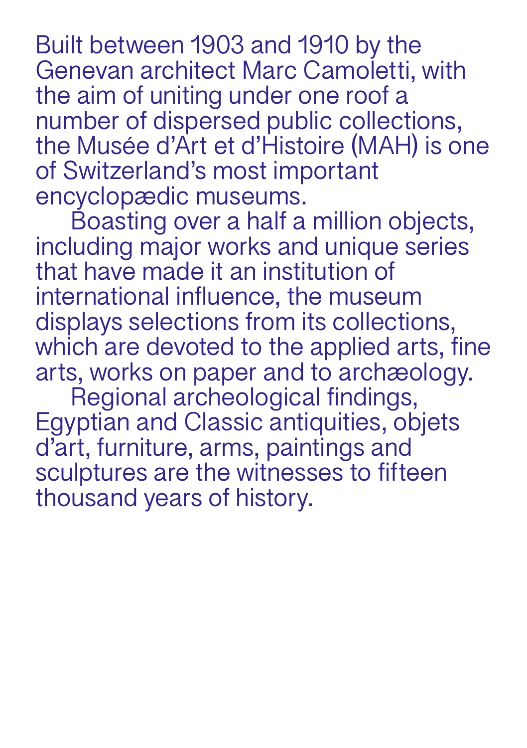Built between 1903 and 1910 by the Genevan architect Marc Camoletti, with the aim of uniting under one roof a number of dispersed public collections, the Musée d'Art et d'Histoire (MAH) is one of Switzerland's most important encyclopædic museums.

Boasting over a half a million objects, including major works and unique series that have made it an institution of international influence, the museum displays selections from its collections, which are devoted to the applied arts, fine arts, works on paper and to archæology.

Regional archeological findings, Egyptian and Classic antiquities, objets d'art, furniture, arms, paintings and sculptures are the witnesses to fifteen thousand years of history.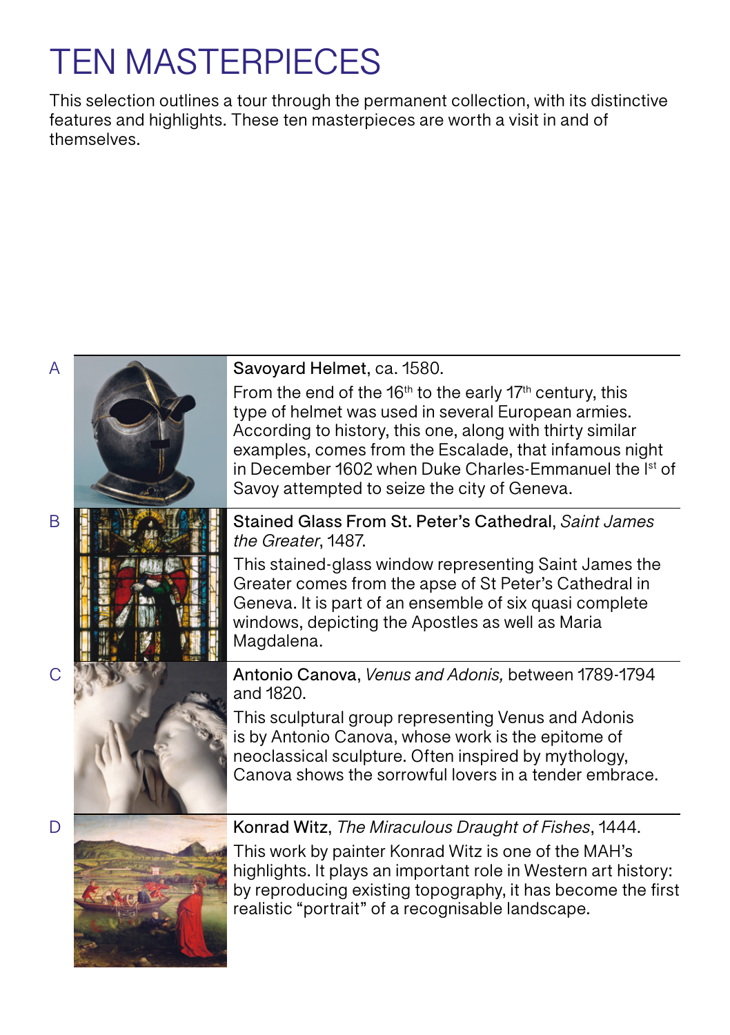# TEN MASTERPIECES

This selection outlines a tour through the permanent collection, with its distinctive features and highlights. These ten masterpieces are worth a visit in and of themselves.

A

Savoyard Helmet, ca. 1580.

From the end of the 16th to the early 17th century, this type of helmet was used in several European armies. According to history, this one, along with thirty similar examples, comes from the Escalade, that infamous night in December 1602 when Duke Charles-Emmanuel the Ist of Savoy attempted to seize the city of Geneva.

B

Stained Glass From St. Peter's Cathedral, *Saint James the Greater*, 1487.

This stained-glass window representing Saint James the Greater comes from the apse of St Peter's Cathedral in Geneva. It is part of an ensemble of six quasi complete windows, depicting the Apostles as well as Maria Magdalena.

C

Antonio Canova, *Venus and Adonis,* between 1789-1794 and 1820.

This sculptural group representing Venus and Adonis is by Antonio Canova, whose work is the epitome of neoclassical sculpture. Often inspired by mythology, Canova shows the sorrowful lovers in a tender embrace.

D

Konrad Witz, *The Miraculous Draught of Fishes*, 1444.

This work by painter Konrad Witz is one of the MAH's highlights. It plays an important role in Western art history: by reproducing existing topography, it has become the first realistic "portrait" of a recognisable landscape.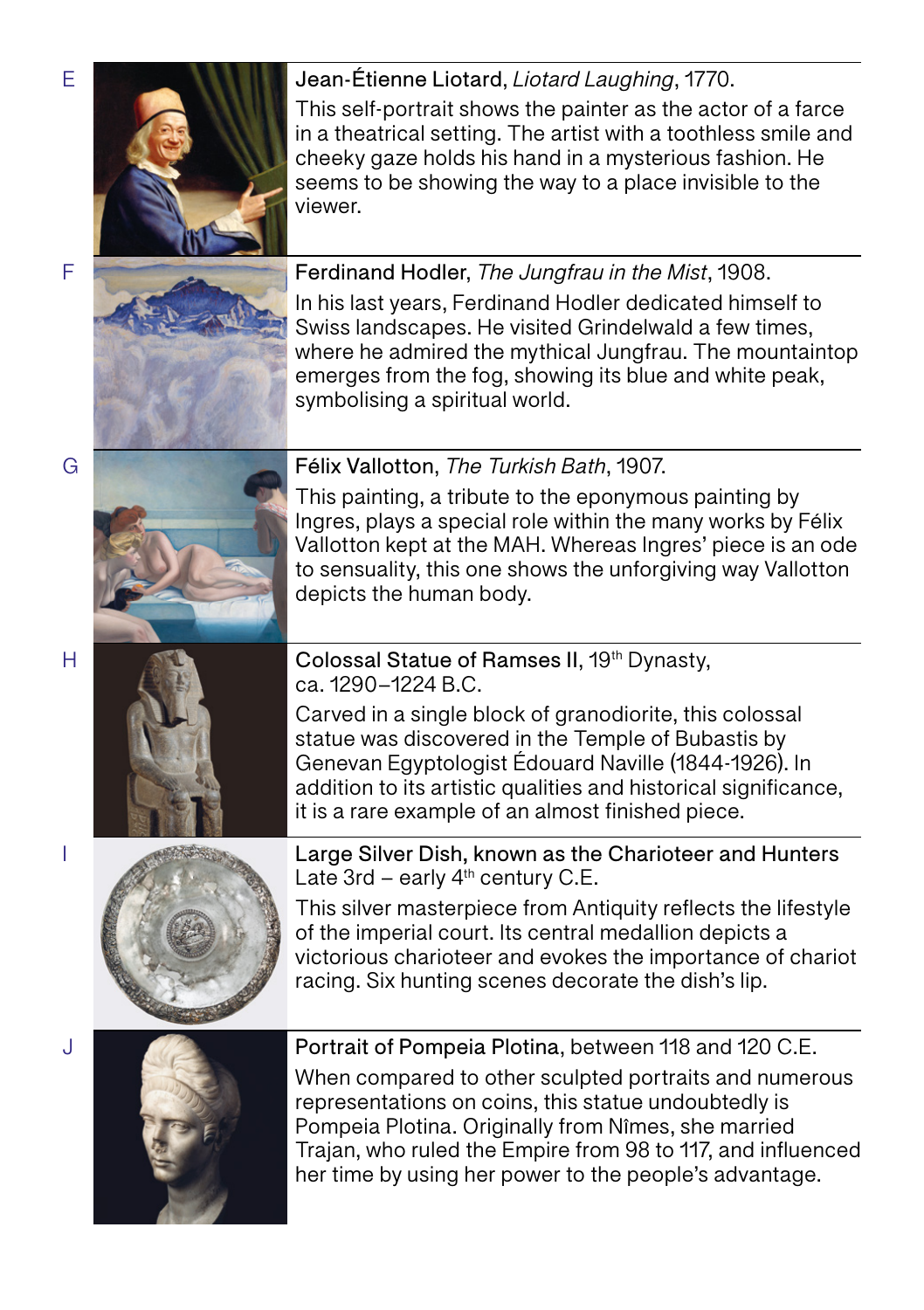E

Jean-Étienne Liotard, *Liotard Laughing*, 1770.

This self-portrait shows the painter as the actor of a farce in a theatrical setting. The artist with a toothless smile and cheeky gaze holds his hand in a mysterious fashion. He seems to be showing the way to a place invisible to the viewer.

F

Ferdinand Hodler, *The Jungfrau in the Mist*, 1908.

In his last years, Ferdinand Hodler dedicated himself to Swiss landscapes. He visited Grindelwald a few times, where he admired the mythical Jungfrau. The mountaintop emerges from the fog, showing its blue and white peak, symbolising a spiritual world.

G

Félix Vallotton, *The Turkish Bath*, 1907.

This painting, a tribute to the eponymous painting by Ingres, plays a special role within the many works by Félix Vallotton kept at the MAH. Whereas Ingres' piece is an ode to sensuality, this one shows the unforgiving way Vallotton depicts the human body.

H

Colossal Statue of Ramses II, 19th Dynasty, ca. 1290–1224 B.C.

Carved in a single block of granodiorite, this colossal statue was discovered in the Temple of Bubastis by Genevan Egyptologist Édouard Naville (1844-1926). In addition to its artistic qualities and historical significance, it is a rare example of an almost finished piece.

I

Large Silver Dish, known as the Charioteer and Hunters Late 3rd – early 4th century C.E.

This silver masterpiece from Antiquity reflects the lifestyle of the imperial court. Its central medallion depicts a victorious charioteer and evokes the importance of chariot racing. Six hunting scenes decorate the dish's lip.

J

Portrait of Pompeia Plotina, between 118 and 120 C.E.

When compared to other sculpted portraits and numerous representations on coins, this statue undoubtedly is Pompeia Plotina. Originally from Nîmes, she married Trajan, who ruled the Empire from 98 to 117, and influenced her time by using her power to the people's advantage.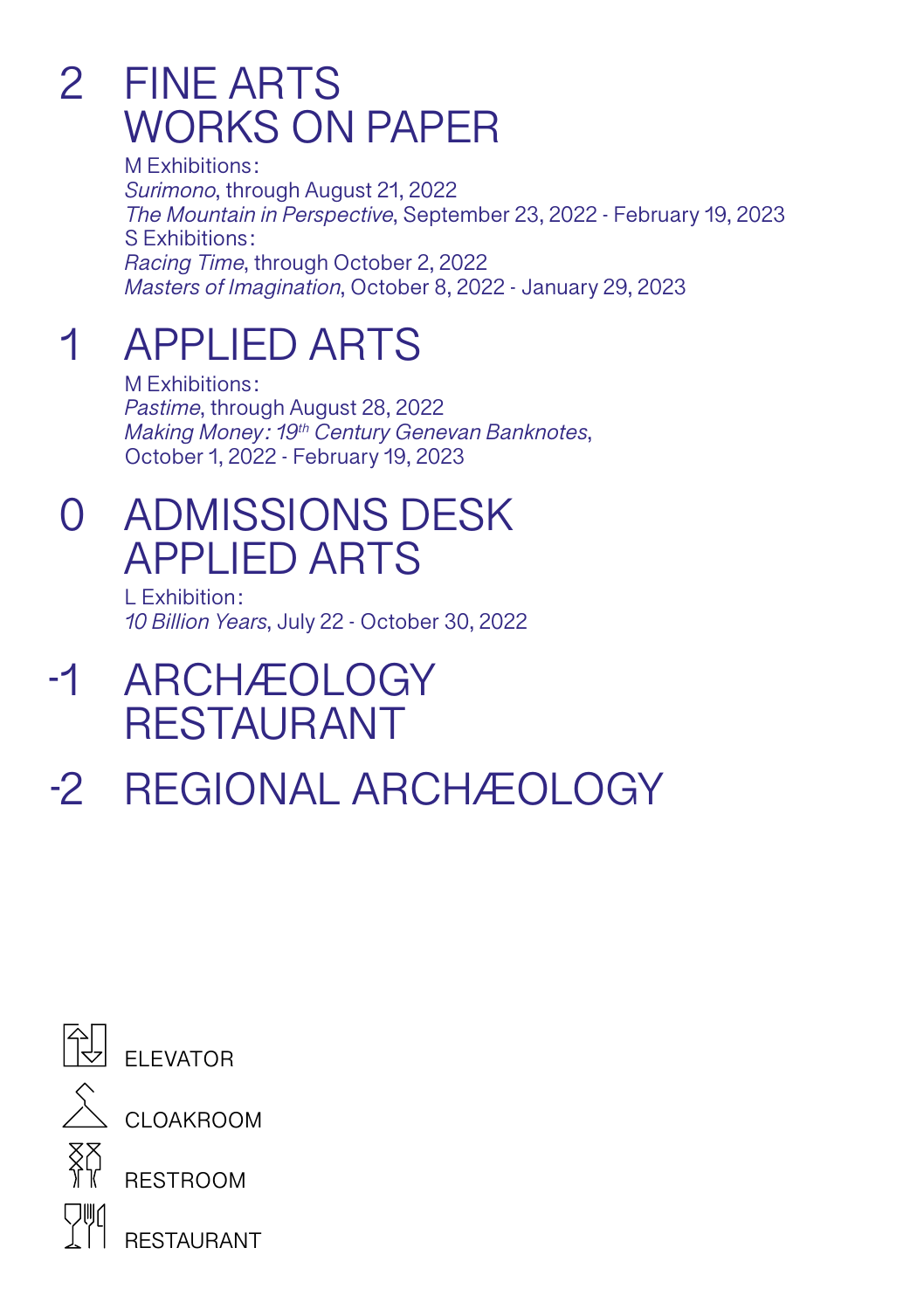## 2 FINE ARTS<br>WORKS ON PAPER

M Exhibitions:
*Surimono*, through August 21, 2022
*The Mountain in Perspective*, September 23, 2022 - February 19, 2023
S Exhibitions:
*Racing Time*, through October 2, 2022
*Masters of Imagination*, October 8, 2022 - January 29, 2023

## 1 APPLIED ARTS

M Exhibitions:
*Pastime*, through August 28, 2022
*Making Money: 19th Century Genevan Banknotes*,
October 1, 2022 - February 19, 2023

## 0 ADMISSIONS DESK<br>APPLIED ARTS

L Exhibition:
*10 Billion Years*, July 22 - October 30, 2022

## -1 ARCHÆOLOGY<br>RESTAURANT

## -2 REGIONAL ARCHÆOLOGY

ELEVATOR

CLOAKROOM

RESTROOM

RESTAURANT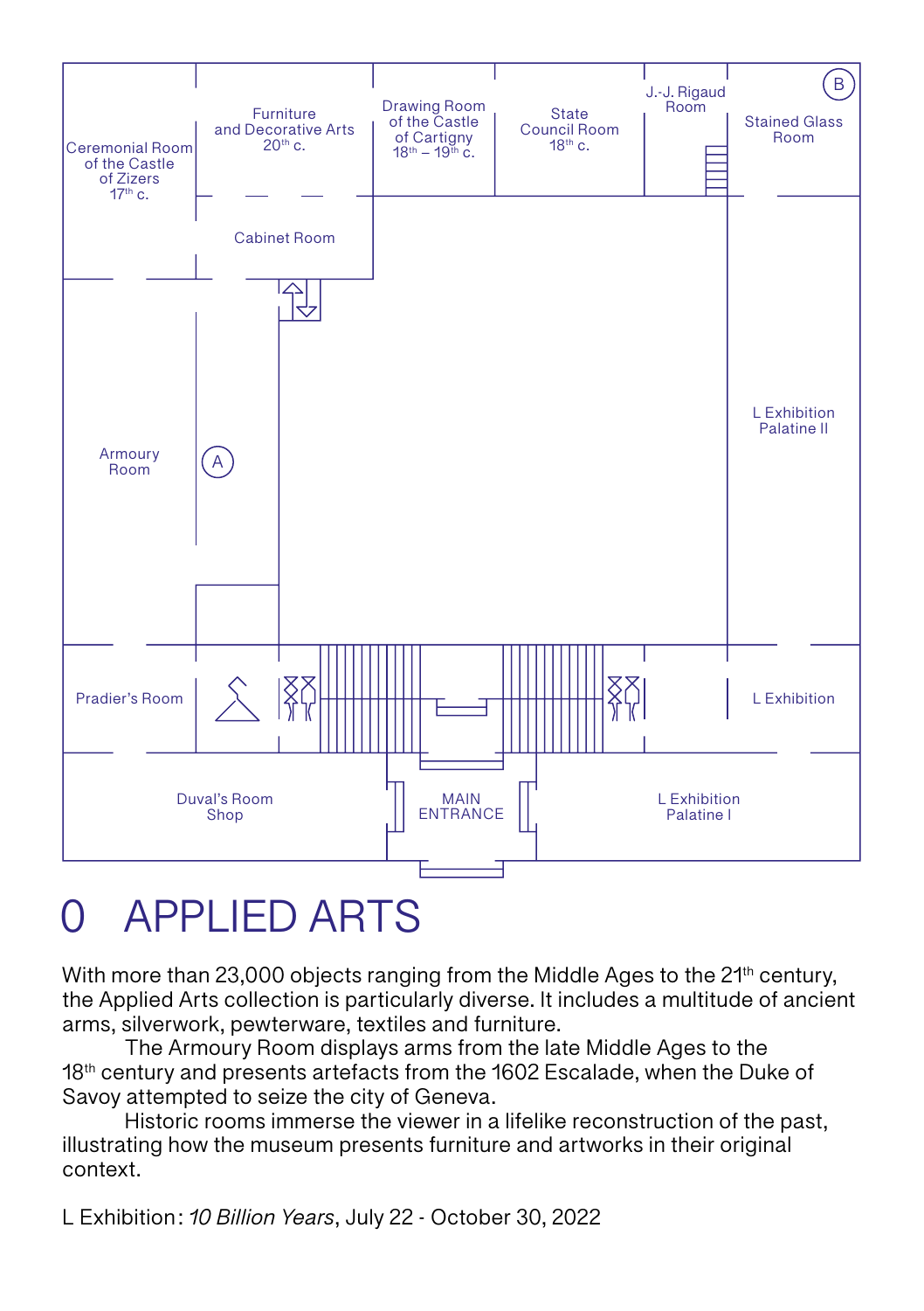Ceremonial Room of the Castle of Zizers 17th c.

Furniture and Decorative Arts 20th c.

Drawing Room of the Castle of Cartigny 18th – 19th c.

State Council Room 18th c.

J.-J. Rigaud Room

B

Stained Glass Room

Cabinet Room

Armoury Room

A

L Exhibition Palatine II

Pradier's Room

L Exhibition

Duval's Room Shop

MAIN ENTRANCE

L Exhibition Palatine I

# 0 APPLIED ARTS

With more than 23,000 objects ranging from the Middle Ages to the 21st century, the Applied Arts collection is particularly diverse. It includes a multitude of ancient arms, silverwork, pewterware, textiles and furniture.

The Armoury Room displays arms from the late Middle Ages to the 18th century and presents artefacts from the 1602 Escalade, when the Duke of Savoy attempted to seize the city of Geneva.

Historic rooms immerse the viewer in a lifelike reconstruction of the past, illustrating how the museum presents furniture and artworks in their original context.

L Exhibition: *10 Billion Years*, July 22 - October 30, 2022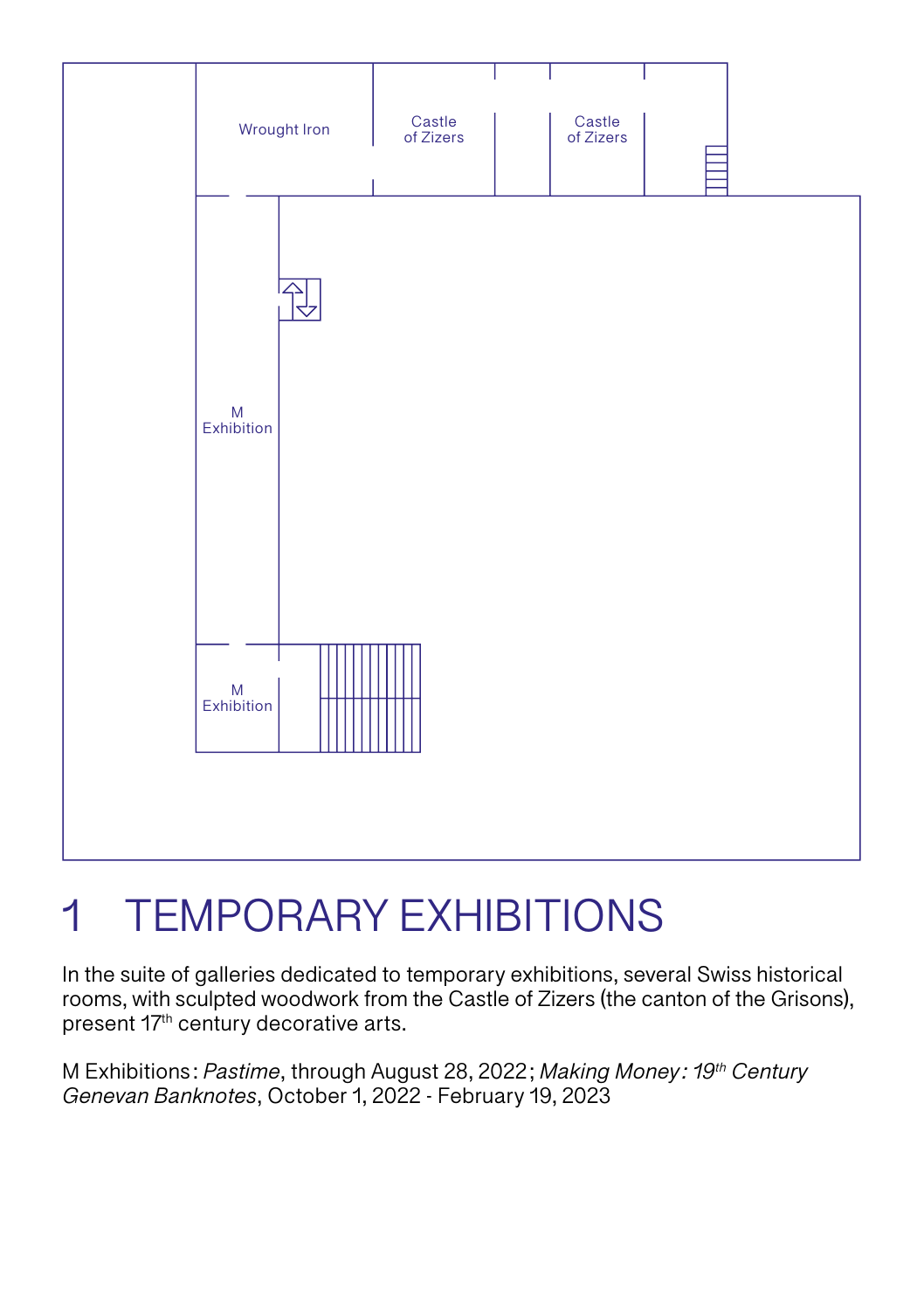Wrought Iron

Castle of Zizers

Castle of Zizers

M Exhibition

M Exhibition

# 1 TEMPORARY EXHIBITIONS

In the suite of galleries dedicated to temporary exhibitions, several Swiss historical rooms, with sculpted woodwork from the Castle of Zizers (the canton of the Grisons), present 17th century decorative arts.

M Exhibitions : *Pastime*, through August 28, 2022 ; *Making Money : 19th Century Genevan Banknotes*, October 1, 2022 - February 19, 2023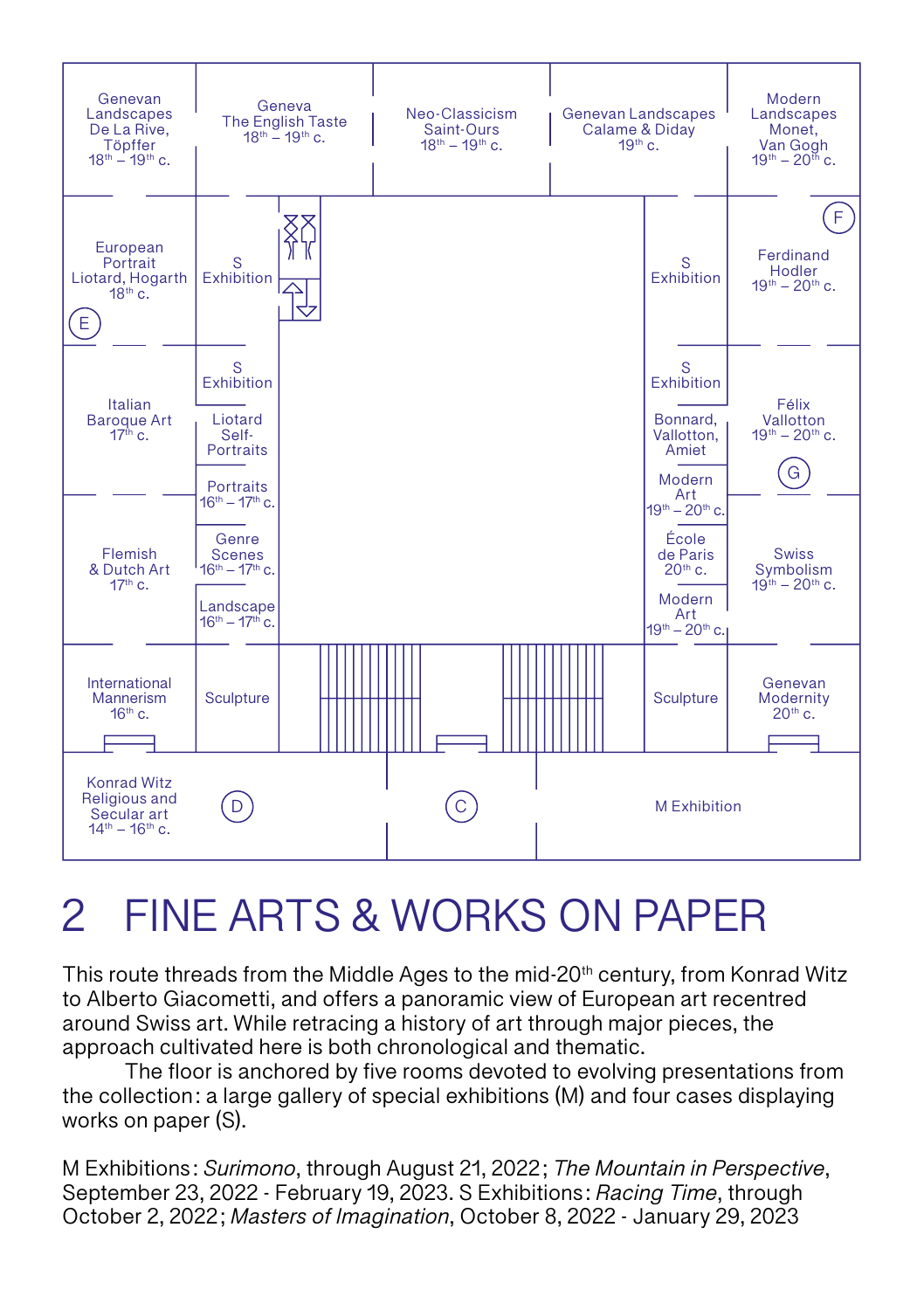Genevan Landscapes De La Rive, Töpffer 18th – 19th c.

Geneva The English Taste 18th – 19th c.

Neo-Classicism Saint-Ours 18th – 19th c.

Genevan Landscapes Calame & Diday 19th c.

Modern Landscapes Monet, Van Gogh 19th – 20th c.

European Portrait Liotard, Hogarth 18th c.

E

S Exhibition

S Exhibition

F

Ferdinand Hodler 19th – 20th c.

Italian Baroque Art 17th c.

S Exhibition

Liotard Self-Portraits

S Exhibition

Bonnard, Vallotton, Amiet

Félix Vallotton 19th – 20th c.

G

Portraits 16th – 17th c.

Modern Art 19th – 20th c.

Flemish & Dutch Art 17th c.

Genre Scenes 16th – 17th c.

École de Paris 20th c.

Swiss Symbolism 19th – 20th c.

Landscape 16th – 17th c.

Modern Art 19th – 20th c.

International Mannerism 16th c.

Sculpture

Sculpture

Genevan Modernity 20th c.

Konrad Witz Religious and Secular art 14th – 16th c.

D

C

M Exhibition

# 2 FINE ARTS & WORKS ON PAPER

This route threads from the Middle Ages to the mid-20th century, from Konrad Witz to Alberto Giacometti, and offers a panoramic view of European art recentred around Swiss art. While retracing a history of art through major pieces, the approach cultivated here is both chronological and thematic.

The floor is anchored by five rooms devoted to evolving presentations from the collection: a large gallery of special exhibitions (M) and four cases displaying works on paper (S).

M Exhibitions: *Surimono*, through August 21, 2022; *The Mountain in Perspective*, September 23, 2022 - February 19, 2023. S Exhibitions: *Racing Time*, through October 2, 2022; *Masters of Imagination*, October 8, 2022 - January 29, 2023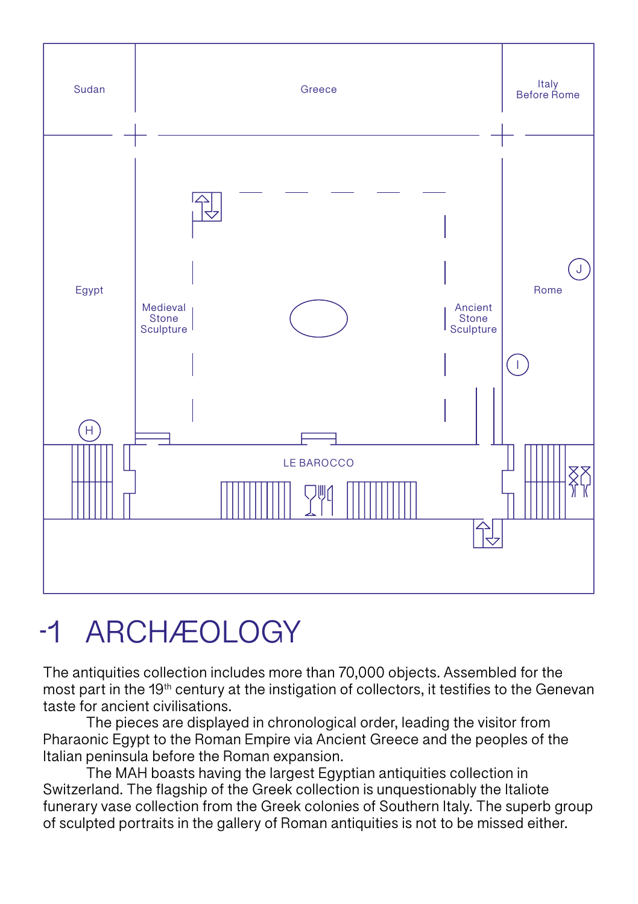Sudan

Greece

Italy Before Rome

Egypt

Medieval Stone Sculpture

Ancient Stone Sculpture

Rome

J

I

H

LE BAROCCO

# -1 ARCHÆOLOGY

The antiquities collection includes more than 70,000 objects. Assembled for the most part in the 19th century at the instigation of collectors, it testifies to the Genevan taste for ancient civilisations.

The pieces are displayed in chronological order, leading the visitor from Pharaonic Egypt to the Roman Empire via Ancient Greece and the peoples of the Italian peninsula before the Roman expansion.

The MAH boasts having the largest Egyptian antiquities collection in Switzerland. The flagship of the Greek collection is unquestionably the Italiote funerary vase collection from the Greek colonies of Southern Italy. The superb group of sculpted portraits in the gallery of Roman antiquities is not to be missed either.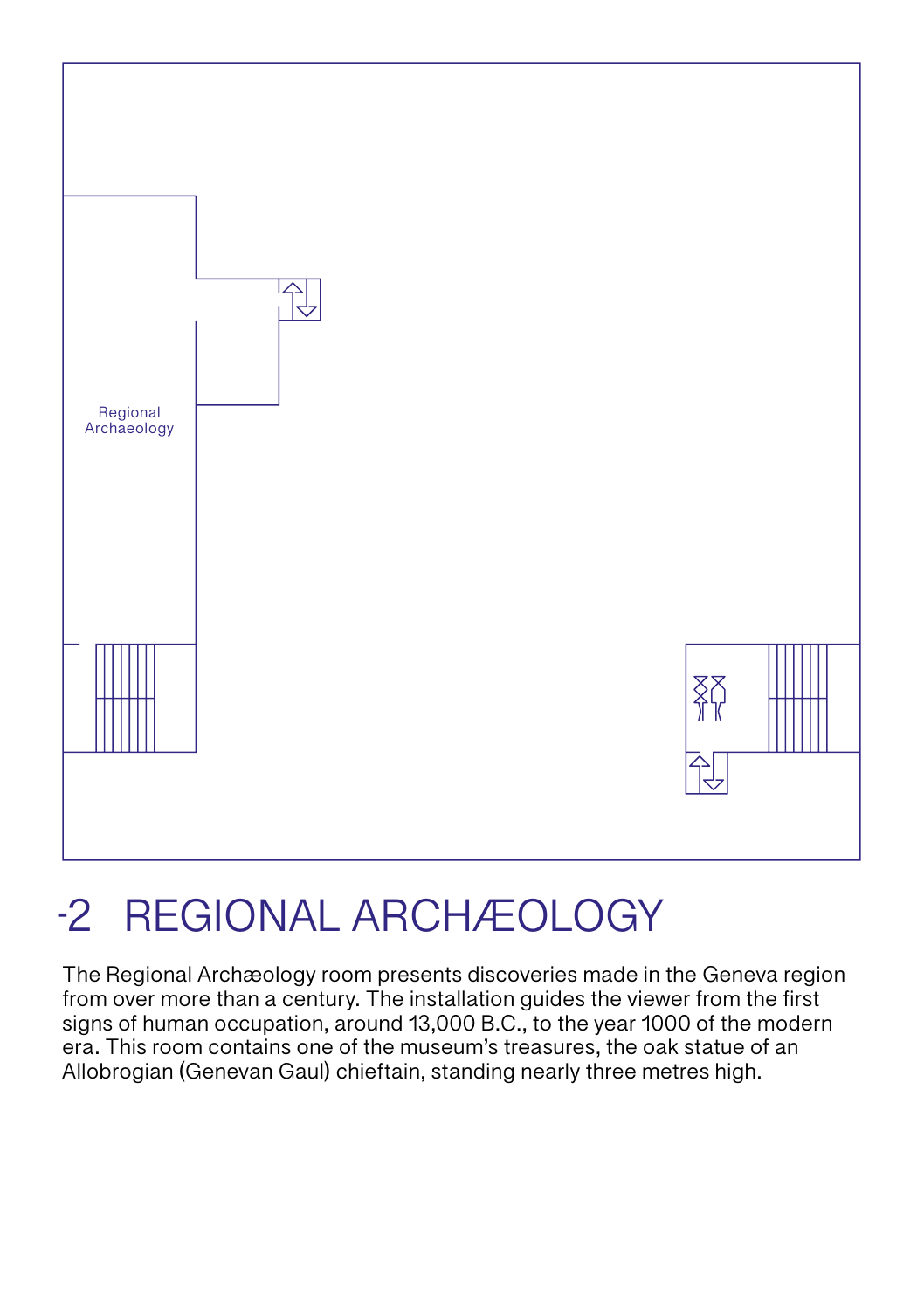Regional Archaeology

# -2 REGIONAL ARCHÆOLOGY

The Regional Archæology room presents discoveries made in the Geneva region from over more than a century. The installation guides the viewer from the first signs of human occupation, around 13,000 B.C., to the year 1000 of the modern era. This room contains one of the museum's treasures, the oak statue of an Allobrogian (Genevan Gaul) chieftain, standing nearly three metres high.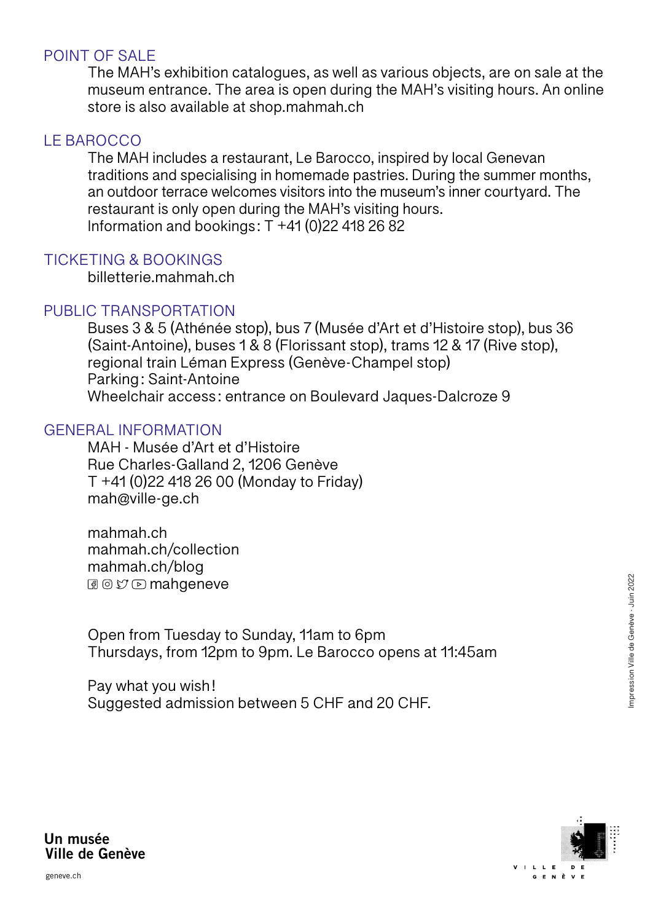## POINT OF SALE

The MAH's exhibition catalogues, as well as various objects, are on sale at the museum entrance. The area is open during the MAH's visiting hours. An online store is also available at shop.mahmah.ch

## LE BAROCCO

The MAH includes a restaurant, Le Barocco, inspired by local Genevan traditions and specialising in homemade pastries. During the summer months, an outdoor terrace welcomes visitors into the museum's inner courtyard. The restaurant is only open during the MAH's visiting hours.
Information and bookings : T +41 (0)22 418 26 82

## TICKETING & BOOKINGS

billetterie.mahmah.ch

## PUBLIC TRANSPORTATION

Buses 3 & 5 (Athénée stop), bus 7 (Musée d'Art et d'Histoire stop), bus 36 (Saint-Antoine), buses 1 & 8 (Florissant stop), trams 12 & 17 (Rive stop), regional train Léman Express (Genève-Champel stop)
Parking : Saint-Antoine
Wheelchair access : entrance on Boulevard Jaques-Dalcroze 9

## GENERAL INFORMATION

MAH - Musée d'Art et d'Histoire
Rue Charles-Galland 2, 1206 Genève
T +41 (0)22 418 26 00 (Monday to Friday)
mah@ville-ge.ch

mahmah.ch
mahmah.ch/collection
mahmah.ch/blog
mahgeneve

Open from Tuesday to Sunday, 11am to 6pm
Thursdays, from 12pm to 9pm. Le Barocco opens at 11:45am

Pay what you wish !
Suggested admission between 5 CHF and 20 CHF.

Impression Ville de Genève · Juin 2022

**Un musée**
**Ville de Genève**

geneve.ch

VILLE DE GENÈVE